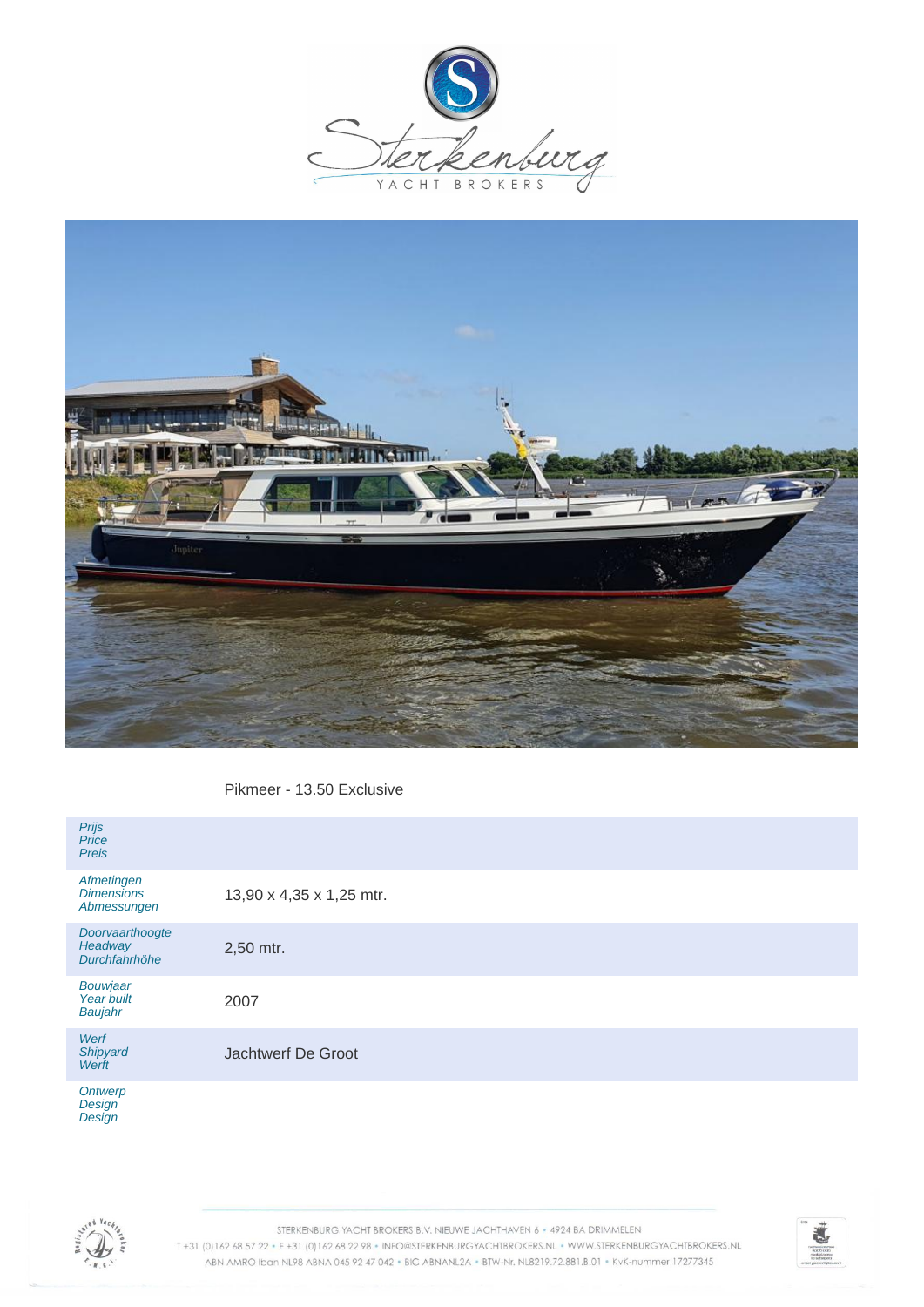Pikmeer - 13.50 Exclusive

| | |
|---|---|
| *Prijs*<br>*Price*<br>*Preis* | |
| *Afmetingen*<br>*Dimensions*<br>*Abmessungen* | 13,90 x 4,35 x 1,25 mtr. |
| *Doorvaarthoogte*<br>*Headway*<br>*Durchfahrhöhe* | 2,50 mtr. |
| *Bouwjaar*<br>*Year built*<br>*Baujahr* | 2007 |
| *Werf*<br>*Shipyard*<br>*Werft* | Jachtwerf De Groot |
| *Ontwerp*<br>*Design*<br>*Design* | |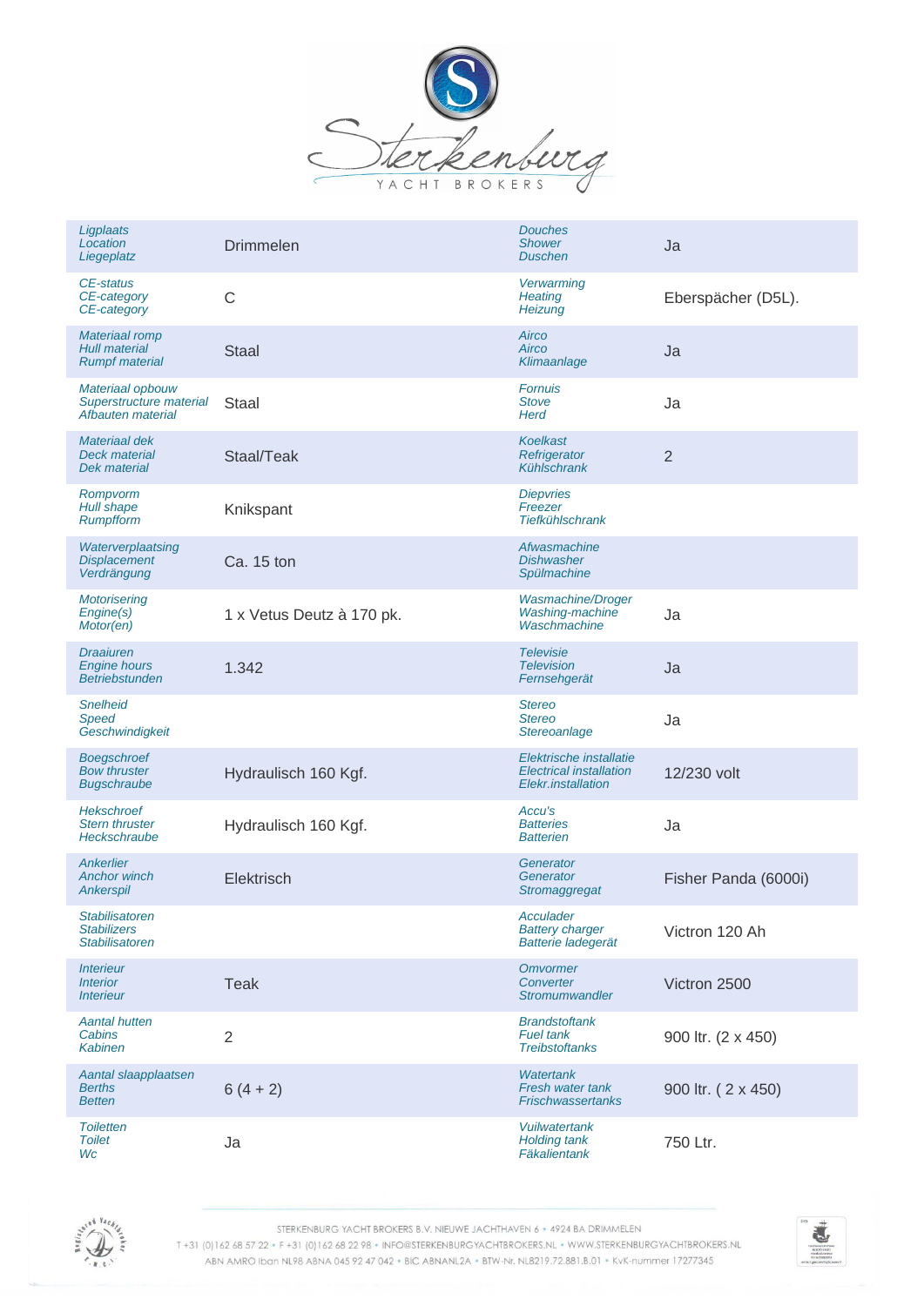| | | | |
|---|---|---|---|
| *Ligplaats*<br>*Location*<br>*Liegeplatz* | Drimmelen | *Douches*<br>*Shower*<br>*Duschen* | Ja |
| *CE-status*<br>*CE-category*<br>*CE-category* | C | *Verwarming*<br>*Heating*<br>*Heizung* | Eberspächer (D5L). |
| *Materiaal romp*<br>*Hull material*<br>*Rumpf material* | Staal | *Airco*<br>*Airco*<br>*Klimaanlage* | Ja |
| *Materiaal opbouw*<br>*Superstructure material*<br>*Afbauten material* | Staal | *Fornuis*<br>*Stove*<br>*Herd* | Ja |
| *Materiaal dek*<br>*Deck material*<br>*Dek material* | Staal/Teak | *Koelkast*<br>*Refrigerator*<br>*Kühlschrank* | 2 |
| *Rompvorm*<br>*Hull shape*<br>*Rumpfform* | Knikspant | *Diepvries*<br>*Freezer*<br>*Tiefkühlschrank* | |
| *Waterverplaatsing*<br>*Displacement*<br>*Verdrängung* | Ca. 15 ton | *Afwasmachine*<br>*Dishwasher*<br>*Spülmachine* | |
| *Motorisering*<br>*Engine(s)*<br>*Motor(en)* | 1 x Vetus Deutz à 170 pk. | *Wasmachine/Droger*<br>*Washing-machine*<br>*Waschmachine* | Ja |
| *Draaiuren*<br>*Engine hours*<br>*Betriebstunden* | 1.342 | *Televisie*<br>*Television*<br>*Fernsehgerät* | Ja |
| *Snelheid*<br>*Speed*<br>*Geschwindigkeit* | | *Stereo*<br>*Stereo*<br>*Stereoanlage* | Ja |
| *Boegschroef*<br>*Bow thruster*<br>*Bugschraube* | Hydraulisch 160 Kgf. | *Elektrische installatie*<br>*Electrical installation*<br>*Elekr.installation* | 12/230 volt |
| *Hekschroef*<br>*Stern thruster*<br>*Heckschraube* | Hydraulisch 160 Kgf. | *Accu's*<br>*Batteries*<br>*Batterien* | Ja |
| *Ankerlier*<br>*Anchor winch*<br>*Ankerspil* | Elektrisch | *Generator*<br>*Generator*<br>*Stromaggregat* | Fisher Panda (6000i) |
| *Stabilisatoren*<br>*Stabilizers*<br>*Stabilisatoren* | | *Acculader*<br>*Battery charger*<br>*Batterie ladegerät* | Victron 120 Ah |
| *Interieur*<br>*Interior*<br>*Interieur* | Teak | *Omvormer*<br>*Converter*<br>*Stromumwandler* | Victron 2500 |
| *Aantal hutten*<br>*Cabins*<br>*Kabinen* | 2 | *Brandstoftank*<br>*Fuel tank*<br>*Treibstoftanks* | 900 ltr. (2 x 450) |
| *Aantal slaapplaatsen*<br>*Berths*<br>*Betten* | 6 (4 + 2) | *Watertank*<br>*Fresh water tank*<br>*Frischwassertanks* | 900 ltr. ( 2 x 450) |
| *Toiletten*<br>*Toilet*<br>*Wc* | Ja | *Vuilwatertank*<br>*Holding tank*<br>*Fäkalientank* | 750 Ltr. |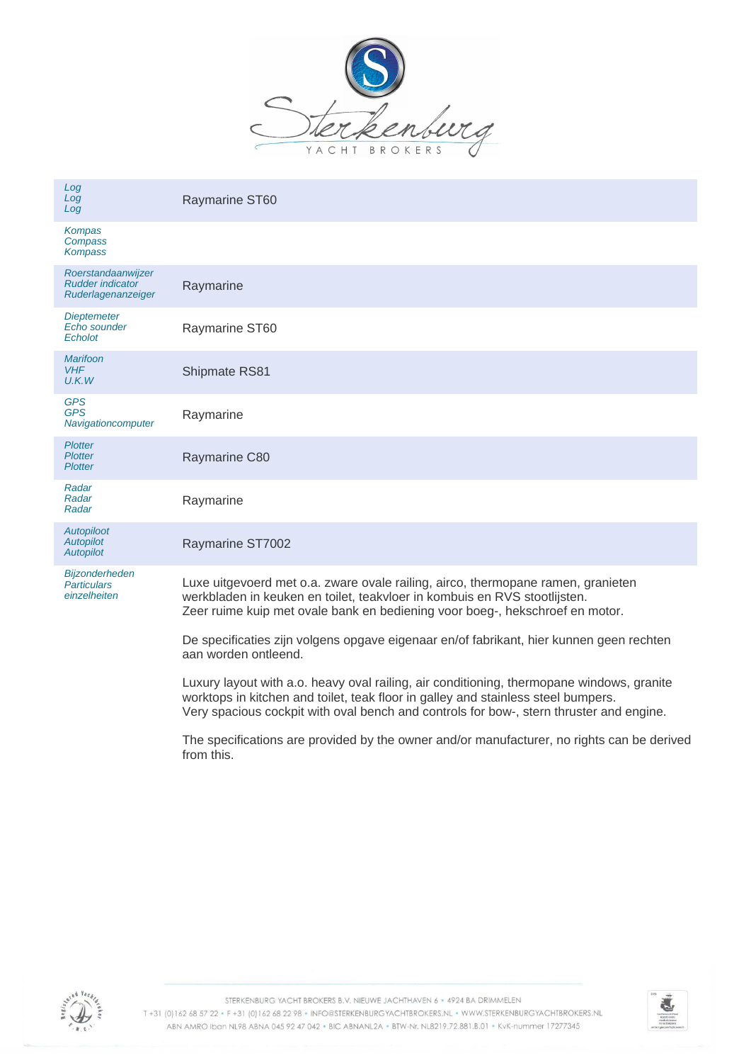| | |
|---|---|
| *Log* *Log* *Log* | Raymarine ST60 |
| *Kompas* *Compass* *Kompass* | |
| *Roerstandaanwijzer* *Rudder indicator* *Ruderlagenanzeiger* | Raymarine |
| *Dieptemeter* *Echo sounder* *Echolot* | Raymarine ST60 |
| *Marifoon* *VHF* *U.K.W* | Shipmate RS81 |
| *GPS* *GPS* *Navigationcomputer* | Raymarine |
| *Plotter* *Plotter* *Plotter* | Raymarine C80 |
| *Radar* *Radar* *Radar* | Raymarine |
| *Autopiloot* *Autopilot* *Autopilot* | Raymarine ST7002 |
| *Bijzonderheden* *Particulars* *einzelheiten* | Luxe uitgevoerd met o.a. zware ovale railing, airco, thermopane ramen, granieten werkbladen in keuken en toilet, teakvloer in kombuis en RVS stootlijsten. Zeer ruime kuip met ovale bank en bediening voor boeg-, hekschroef en motor. De specificaties zijn volgens opgave eigenaar en/of fabrikant, hier kunnen geen rechten aan worden ontleend. Luxury layout with a.o. heavy oval railing, air conditioning, thermopane windows, granite worktops in kitchen and toilet, teak floor in galley and stainless steel bumpers. Very spacious cockpit with oval bench and controls for bow-, stern thruster and engine. The specifications are provided by the owner and/or manufacturer, no rights can be derived from this. |